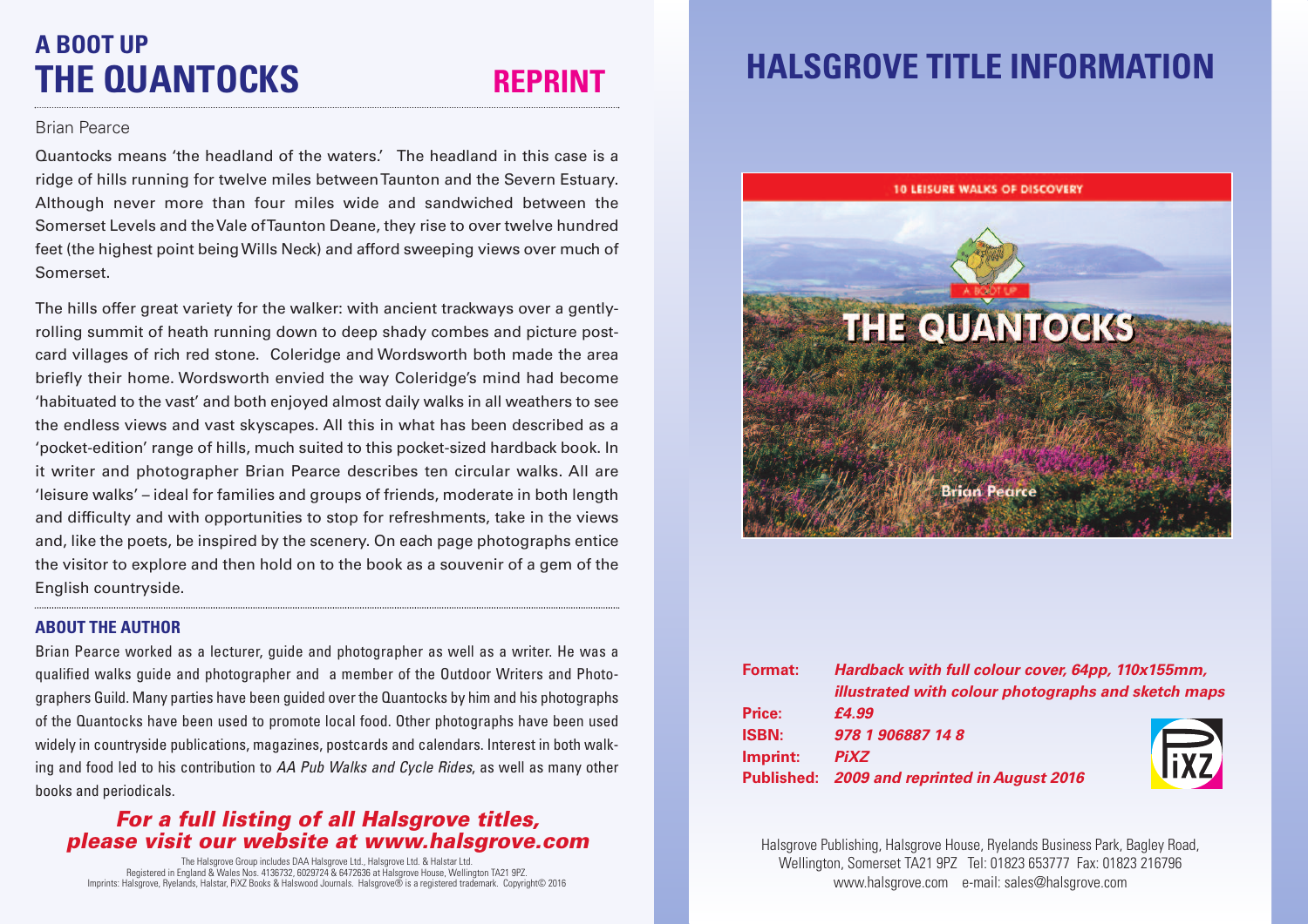# A BOOT UP THE QUANTOCKS

**REPRINT**

Brian Pearce

Quantocks means 'the headland of the waters.' The headland in this case is a ridge of hills running for twelve miles between Taunton and the Severn Estuary. Although never more than four miles wide and sandwiched between the Somerset Levels and the Vale of Taunton Deane, they rise to over twelve hundred feet (the highest point being Wills Neck) and afford sweeping views over much of Somerset.

The hills offer great variety for the walker: with ancient trackways over a gently-rolling summit of heath running down to deep shady combes and picture post-card villages of rich red stone. Coleridge and Wordsworth both made the area briefly their home. Wordsworth envied the way Coleridge's mind had become 'habituated to the vast' and both enjoyed almost daily walks in all weathers to see the endless views and vast skyscapes. All this in what has been described as a 'pocket-edition' range of hills, much suited to this pocket-sized hardback book. In it writer and photographer Brian Pearce describes ten circular walks. All are 'leisure walks' – ideal for families and groups of friends, moderate in both length and difficulty and with opportunities to stop for refreshments, take in the views and, like the poets, be inspired by the scenery. On each page photographs entice the visitor to explore and then hold on to the book as a souvenir of a gem of the English countryside.

## ABOUT THE AUTHOR

Brian Pearce worked as a lecturer, guide and photographer as well as a writer. He was a qualified walks guide and photographer and a member of the Outdoor Writers and Photographers Guild. Many parties have been guided over the Quantocks by him and his photographs of the Quantocks have been used to promote local food. Other photographs have been used widely in countryside publications, magazines, postcards and calendars. Interest in both walking and food led to his contribution to *AA Pub Walks and Cycle Rides*, as well as many other books and periodicals.

***For a full listing of all Halsgrove titles, please visit our website at www.halsgrove.com***

The Halsgrove Group includes DAA Halsgrove Ltd., Halsgrove Ltd. & Halstar Ltd.
Registered in England & Wales Nos. 4136732, 6029724 & 6472636 at Halsgrove House, Wellington TA21 9PZ.
Imprints: Halsgrove, Ryelands, Halstar, PiXZ Books & Halswood Journals. Halsgrove® is a registered trademark. Copyright© 2016

# HALSGROVE TITLE INFORMATION

10 LEISURE WALKS OF DISCOVERY

A BOOT UP THE QUANTOCKS

Brian Pearce

**Format:** *Hardback with full colour cover, 64pp, 110x155mm, illustrated with colour photographs and sketch maps*
**Price:** *£4.99*
**ISBN:** *978 1 906887 14 8*
**Imprint:** *PiXZ*
**Published:** *2009 and reprinted in August 2016*

Halsgrove Publishing, Halsgrove House, Ryelands Business Park, Bagley Road, Wellington, Somerset TA21 9PZ Tel: 01823 653777 Fax: 01823 216796
www.halsgrove.com e-mail: sales@halsgrove.com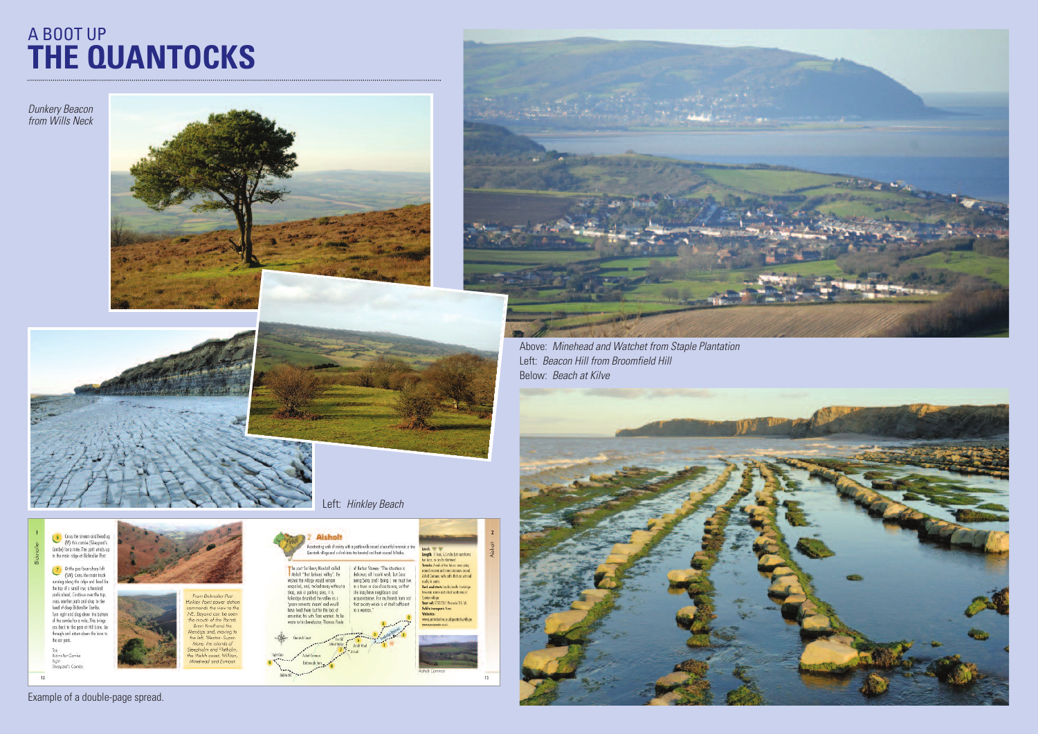A BOOT UP
# THE QUANTOCKS

*Dunkery Beacon from Wills Neck*

Above: *Minehead and Watchet from Staple Plantation*
Left: *Beacon Hill from Broomfield Hill*
Below: *Beach at Kilve*

Left: *Hinkley Beach*

Example of a double-page spread.